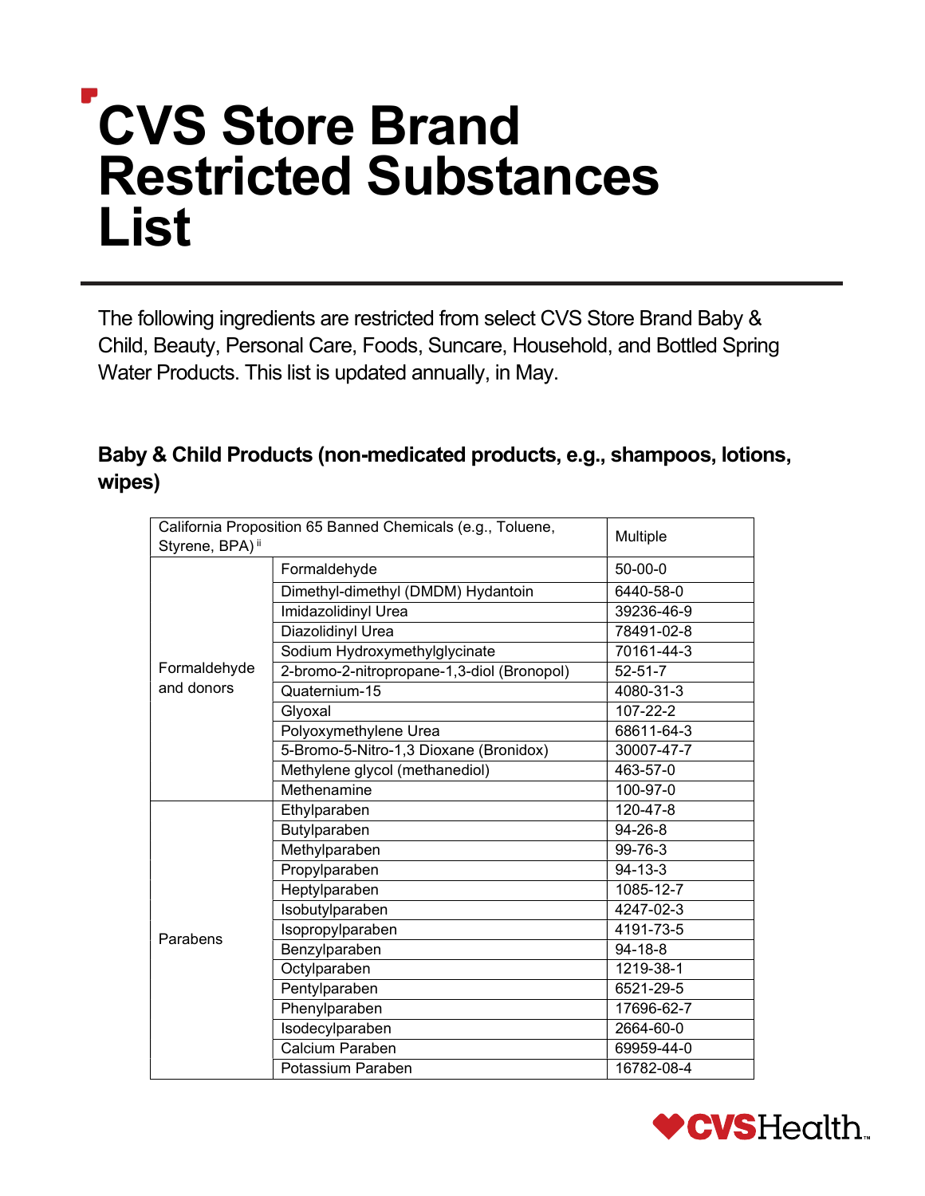# CVS Store Brand Restricted Substances List

The following ingredients are restricted from select CVS Store Brand Baby & Child, Beauty, Personal Care, Foods, Suncare, Household, and Bottled Spring Water Products. This list is updated annually, in May.

## Baby & Child Products (non-medicated products, e.g., shampoos, lotions, wipes)

| California Proposition 65 Banned Chemicals (e.g., Toluene, Styrene, BPA)[ii] | | Multiple |
|---|---|---|
| Formaldehyde and donors | Formaldehyde | 50-00-0 |
| | Dimethyl-dimethyl (DMDM) Hydantoin | 6440-58-0 |
| | Imidazolidinyl Urea | 39236-46-9 |
| | Diazolidinyl Urea | 78491-02-8 |
| | Sodium Hydroxymethylglycinate | 70161-44-3 |
| | 2-bromo-2-nitropropane-1,3-diol (Bronopol) | 52-51-7 |
| | Quaternium-15 | 4080-31-3 |
| | Glyoxal | 107-22-2 |
| | Polyoxymethylene Urea | 68611-64-3 |
| | 5-Bromo-5-Nitro-1,3 Dioxane (Bronidox) | 30007-47-7 |
| | Methylene glycol (methanediol) | 463-57-0 |
| | Methenamine | 100-97-0 |
| Parabens | Ethylparaben | 120-47-8 |
| | Butylparaben | 94-26-8 |
| | Methylparaben | 99-76-3 |
| | Propylparaben | 94-13-3 |
| | Heptylparaben | 1085-12-7 |
| | Isobutylparaben | 4247-02-3 |
| | Isopropylparaben | 4191-73-5 |
| | Benzylparaben | 94-18-8 |
| | Octylparaben | 1219-38-1 |
| | Pentylparaben | 6521-29-5 |
| | Phenylparaben | 17696-62-7 |
| | Isodecylparaben | 2664-60-0 |
| | Calcium Paraben | 69959-44-0 |
| | Potassium Paraben | 16782-08-4 |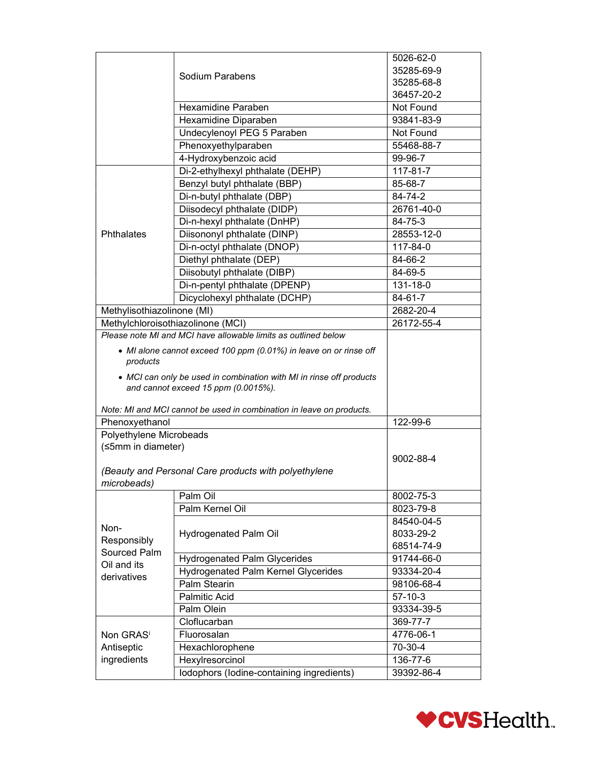| | | |
|---|---|---|
| | Sodium Parabens | 5026-62-0<br>35285-69-9<br>35285-68-8<br>36457-20-2 |
| | Hexamidine Paraben | Not Found |
| | Hexamidine Diparaben | 93841-83-9 |
| | Undecylenoyl PEG 5 Paraben | Not Found |
| | Phenoxyethylparaben | 55468-88-7 |
| | 4-Hydroxybenzoic acid | 99-96-7 |
| Phthalates | Di-2-ethylhexyl phthalate (DEHP) | 117-81-7 |
| | Benzyl butyl phthalate (BBP) | 85-68-7 |
| | Di-n-butyl phthalate (DBP) | 84-74-2 |
| | Diisodecyl phthalate (DIDP) | 26761-40-0 |
| | Di-n-hexyl phthalate (DnHP) | 84-75-3 |
| | Diisononyl phthalate (DINP) | 28553-12-0 |
| | Di-n-octyl phthalate (DNOP) | 117-84-0 |
| | Diethyl phthalate (DEP) | 84-66-2 |
| | Diisobutyl phthalate (DIBP) | 84-69-5 |
| | Di-n-pentyl phthalate (DPENP) | 131-18-0 |
| | Dicyclohexyl phthalate (DCHP) | 84-61-7 |
| Methylisothiazolinone (MI) | | 2682-20-4 |
| Methylchloroisothiazolinone (MCI) | | 26172-55-4 |
| *Please note MI and MCI have allowable limits as outlined below*<br>• *MI alone cannot exceed 100 ppm (0.01%) in leave on or rinse off products*<br>• *MCI can only be used in combination with MI in rinse off products and cannot exceed 15 ppm (0.0015%).*<br>*Note: MI and MCI cannot be used in combination in leave on products.* | | |
| Phenoxyethanol | | 122-99-6 |
| Polyethylene Microbeads (≤5mm in diameter)<br>*(Beauty and Personal Care products with polyethylene microbeads)* | | 9002-88-4 |
| Non-Responsibly Sourced Palm Oil and its derivatives | Palm Oil | 8002-75-3 |
| | Palm Kernel Oil | 8023-79-8 |
| | Hydrogenated Palm Oil | 84540-04-5<br>8033-29-2<br>68514-74-9 |
| | Hydrogenated Palm Glycerides | 91744-66-0 |
| | Hydrogenated Palm Kernel Glycerides | 93334-20-4 |
| | Palm Stearin | 98106-68-4 |
| | Palmitic Acid | 57-10-3 |
| | Palm Olein | 93334-39-5 |
| Non GRAS[i] Antiseptic ingredients | Cloflucarban | 369-77-7 |
| | Fluorosalan | 4776-06-1 |
| | Hexachlorophene | 70-30-4 |
| | Hexylresorcinol | 136-77-6 |
| | Iodophors (Iodine-containing ingredients) | 39392-86-4 |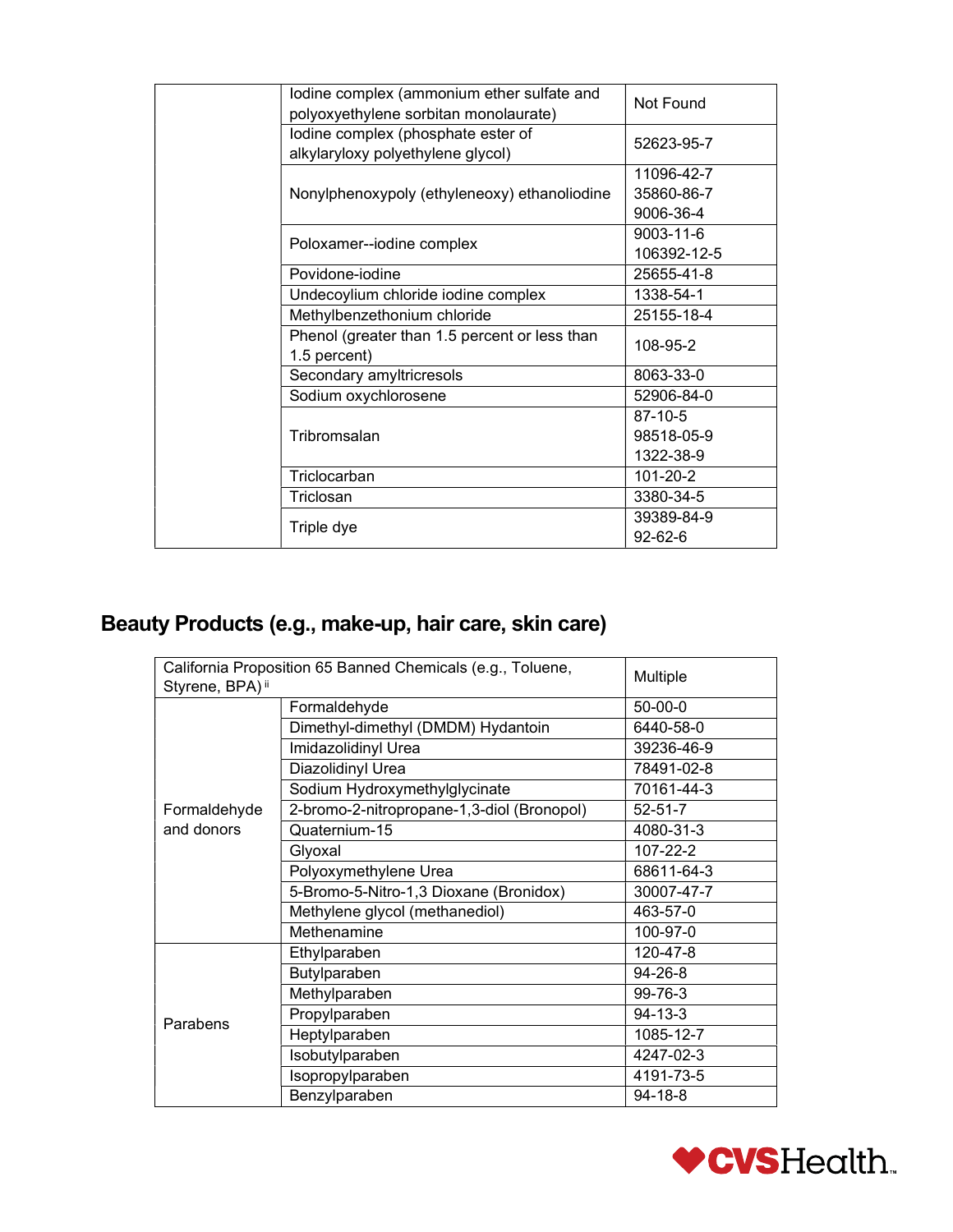| | | |
|---|---|---|
| | Iodine complex (ammonium ether sulfate and polyoxyethylene sorbitan monolaurate) | Not Found |
| | Iodine complex (phosphate ester of alkylaryloxy polyethylene glycol) | 52623-95-7 |
| | Nonylphenoxypoly (ethyleneoxy) ethanoliodine | 11096-42-7<br>35860-86-7<br>9006-36-4 |
| | Poloxamer--iodine complex | 9003-11-6<br>106392-12-5 |
| | Povidone-iodine | 25655-41-8 |
| | Undecoylium chloride iodine complex | 1338-54-1 |
| | Methylbenzethonium chloride | 25155-18-4 |
| | Phenol (greater than 1.5 percent or less than 1.5 percent) | 108-95-2 |
| | Secondary amyltricresols | 8063-33-0 |
| | Sodium oxychlorosene | 52906-84-0 |
| | Tribromsalan | 87-10-5<br>98518-05-9<br>1322-38-9 |
| | Triclocarban | 101-20-2 |
| | Triclosan | 3380-34-5 |
| | Triple dye | 39389-84-9<br>92-62-6 |

## Beauty Products (e.g., make-up, hair care, skin care)

| | | |
|---|---|---|
| California Proposition 65 Banned Chemicals (e.g., Toluene, Styrene, BPA) [ii] | | Multiple |
| Formaldehyde and donors | Formaldehyde | 50-00-0 |
| | Dimethyl-dimethyl (DMDM) Hydantoin | 6440-58-0 |
| | Imidazolidinyl Urea | 39236-46-9 |
| | Diazolidinyl Urea | 78491-02-8 |
| | Sodium Hydroxymethylglycinate | 70161-44-3 |
| | 2-bromo-2-nitropropane-1,3-diol (Bronopol) | 52-51-7 |
| | Quaternium-15 | 4080-31-3 |
| | Glyoxal | 107-22-2 |
| | Polyoxymethylene Urea | 68611-64-3 |
| | 5-Bromo-5-Nitro-1,3 Dioxane (Bronidox) | 30007-47-7 |
| | Methylene glycol (methanediol) | 463-57-0 |
| | Methenamine | 100-97-0 |
| Parabens | Ethylparaben | 120-47-8 |
| | Butylparaben | 94-26-8 |
| | Methylparaben | 99-76-3 |
| | Propylparaben | 94-13-3 |
| | Heptylparaben | 1085-12-7 |
| | Isobutylparaben | 4247-02-3 |
| | Isopropylparaben | 4191-73-5 |
| | Benzylparaben | 94-18-8 |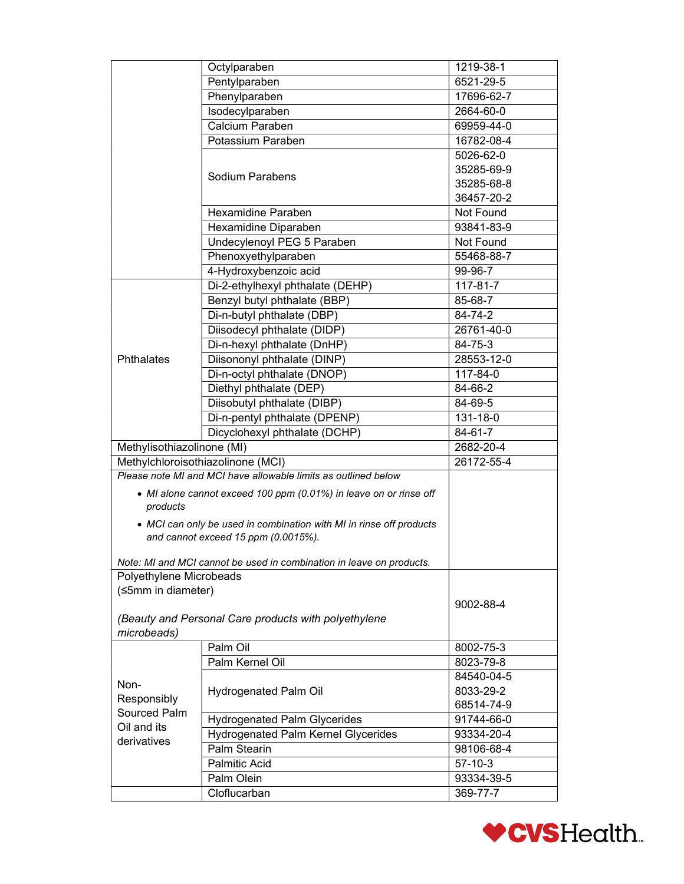| | | |
|---|---|---|
| | Octylparaben | 1219-38-1 |
| | Pentylparaben | 6521-29-5 |
| | Phenylparaben | 17696-62-7 |
| | Isodecylparaben | 2664-60-0 |
| | Calcium Paraben | 69959-44-0 |
| | Potassium Paraben | 16782-08-4 |
| | Sodium Parabens | 5026-62-0<br>35285-69-9<br>35285-68-8<br>36457-20-2 |
| | Hexamidine Paraben | Not Found |
| | Hexamidine Diparaben | 93841-83-9 |
| | Undecylenoyl PEG 5 Paraben | Not Found |
| | Phenoxyethylparaben | 55468-88-7 |
| | 4-Hydroxybenzoic acid | 99-96-7 |
| Phthalates | Di-2-ethylhexyl phthalate (DEHP) | 117-81-7 |
| | Benzyl butyl phthalate (BBP) | 85-68-7 |
| | Di-n-butyl phthalate (DBP) | 84-74-2 |
| | Diisodecyl phthalate (DIDP) | 26761-40-0 |
| | Di-n-hexyl phthalate (DnHP) | 84-75-3 |
| | Diisononyl phthalate (DINP) | 28553-12-0 |
| | Di-n-octyl phthalate (DNOP) | 117-84-0 |
| | Diethyl phthalate (DEP) | 84-66-2 |
| | Diisobutyl phthalate (DIBP) | 84-69-5 |
| | Di-n-pentyl phthalate (DPENP) | 131-18-0 |
| | Dicyclohexyl phthalate (DCHP) | 84-61-7 |
| Methylisothiazolinone (MI) | | 2682-20-4 |
| Methylchloroisothiazolinone (MCI) | | 26172-55-4 |
| *Please note MI and MCI have allowable limits as outlined below*<br>• *MI alone cannot exceed 100 ppm (0.01%) in leave on or rinse off products*<br>• *MCI can only be used in combination with MI in rinse off products and cannot exceed 15 ppm (0.0015%).*<br>*Note: MI and MCI cannot be used in combination in leave on products.* | | |
| Polyethylene Microbeads (≤5mm in diameter)<br>*(Beauty and Personal Care products with polyethylene microbeads)* | | 9002-88-4 |
| Non-Responsibly Sourced Palm Oil and its derivatives | Palm Oil | 8002-75-3 |
| | Palm Kernel Oil | 8023-79-8 |
| | Hydrogenated Palm Oil | 84540-04-5<br>8033-29-2<br>68514-74-9 |
| | Hydrogenated Palm Glycerides | 91744-66-0 |
| | Hydrogenated Palm Kernel Glycerides | 93334-20-4 |
| | Palm Stearin | 98106-68-4 |
| | Palmitic Acid | 57-10-3 |
| | Palm Olein | 93334-39-5 |
| | Cloflucarban | 369-77-7 |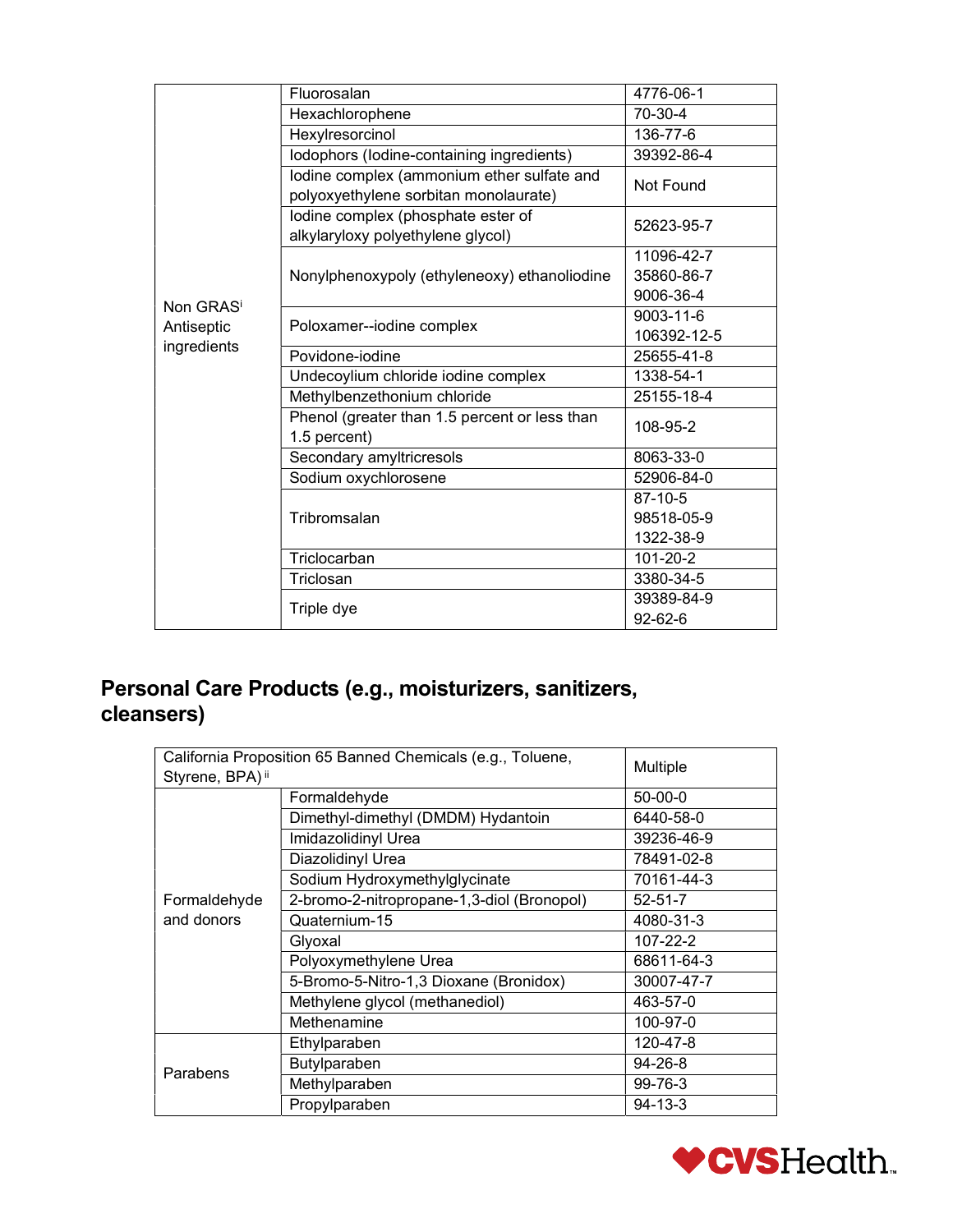| | | |
|---|---|---|
| Non GRAS[i] Antiseptic ingredients | Fluorosalan | 4776-06-1 |
| | Hexachlorophene | 70-30-4 |
| | Hexylresorcinol | 136-77-6 |
| | Iodophors (Iodine-containing ingredients) | 39392-86-4 |
| | Iodine complex (ammonium ether sulfate and polyoxyethylene sorbitan monolaurate) | Not Found |
| | Iodine complex (phosphate ester of alkylaryloxy polyethylene glycol) | 52623-95-7 |
| | Nonylphenoxypoly (ethyleneoxy) ethanoliodine | 11096-42-7<br>35860-86-7<br>9006-36-4 |
| | Poloxamer--iodine complex | 9003-11-6<br>106392-12-5 |
| | Povidone-iodine | 25655-41-8 |
| | Undecoylium chloride iodine complex | 1338-54-1 |
| | Methylbenzethonium chloride | 25155-18-4 |
| | Phenol (greater than 1.5 percent or less than 1.5 percent) | 108-95-2 |
| | Secondary amyltricresols | 8063-33-0 |
| | Sodium oxychlorosene | 52906-84-0 |
| | Tribromsalan | 87-10-5<br>98518-05-9<br>1322-38-9 |
| | Triclocarban | 101-20-2 |
| | Triclosan | 3380-34-5 |
| | Triple dye | 39389-84-9<br>92-62-6 |

## Personal Care Products (e.g., moisturizers, sanitizers, cleansers)

| | | |
|---|---|---|
| California Proposition 65 Banned Chemicals (e.g., Toluene, Styrene, BPA)[ii] | | Multiple |
| Formaldehyde and donors | Formaldehyde | 50-00-0 |
| | Dimethyl-dimethyl (DMDM) Hydantoin | 6440-58-0 |
| | Imidazolidinyl Urea | 39236-46-9 |
| | Diazolidinyl Urea | 78491-02-8 |
| | Sodium Hydroxymethylglycinate | 70161-44-3 |
| | 2-bromo-2-nitropropane-1,3-diol (Bronopol) | 52-51-7 |
| | Quaternium-15 | 4080-31-3 |
| | Glyoxal | 107-22-2 |
| | Polyoxymethylene Urea | 68611-64-3 |
| | 5-Bromo-5-Nitro-1,3 Dioxane (Bronidox) | 30007-47-7 |
| | Methylene glycol (methanediol) | 463-57-0 |
| | Methenamine | 100-97-0 |
| Parabens | Ethylparaben | 120-47-8 |
| | Butylparaben | 94-26-8 |
| | Methylparaben | 99-76-3 |
| | Propylparaben | 94-13-3 |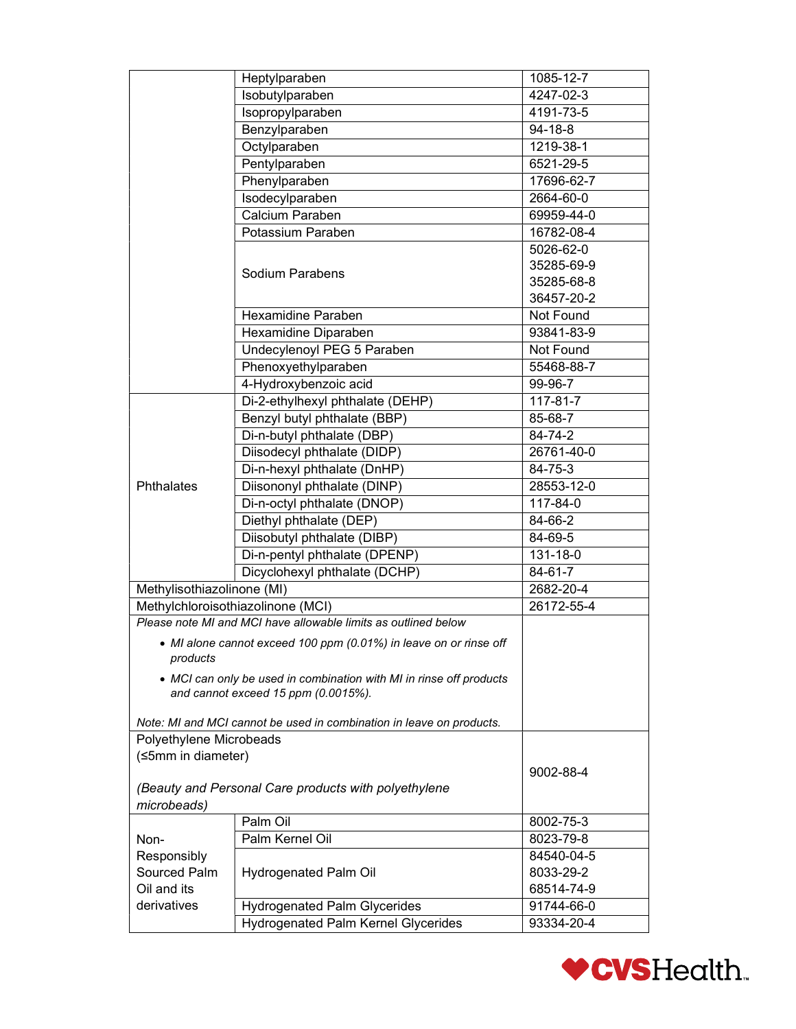| | | |
|---|---|---|
| | Heptylparaben | 1085-12-7 |
| | Isobutylparaben | 4247-02-3 |
| | Isopropylparaben | 4191-73-5 |
| | Benzylparaben | 94-18-8 |
| | Octylparaben | 1219-38-1 |
| | Pentylparaben | 6521-29-5 |
| | Phenylparaben | 17696-62-7 |
| | Isodecylparaben | 2664-60-0 |
| | Calcium Paraben | 69959-44-0 |
| | Potassium Paraben | 16782-08-4 |
| | Sodium Parabens | 5026-62-0<br>35285-69-9<br>35285-68-8<br>36457-20-2 |
| | Hexamidine Paraben | Not Found |
| | Hexamidine Diparaben | 93841-83-9 |
| | Undecylenoyl PEG 5 Paraben | Not Found |
| | Phenoxyethylparaben | 55468-88-7 |
| | 4-Hydroxybenzoic acid | 99-96-7 |
| Phthalates | Di-2-ethylhexyl phthalate (DEHP) | 117-81-7 |
| | Benzyl butyl phthalate (BBP) | 85-68-7 |
| | Di-n-butyl phthalate (DBP) | 84-74-2 |
| | Diisodecyl phthalate (DIDP) | 26761-40-0 |
| | Di-n-hexyl phthalate (DnHP) | 84-75-3 |
| | Diisononyl phthalate (DINP) | 28553-12-0 |
| | Di-n-octyl phthalate (DNOP) | 117-84-0 |
| | Diethyl phthalate (DEP) | 84-66-2 |
| | Diisobutyl phthalate (DIBP) | 84-69-5 |
| | Di-n-pentyl phthalate (DPENP) | 131-18-0 |
| | Dicyclohexyl phthalate (DCHP) | 84-61-7 |
| Methylisothiazolinone (MI) | | 2682-20-4 |
| Methylchloroisothiazolinone (MCI) | | 26172-55-4 |
| *Please note MI and MCI have allowable limits as outlined below*<br>• *MI alone cannot exceed 100 ppm (0.01%) in leave on or rinse off products*<br>• *MCI can only be used in combination with MI in rinse off products and cannot exceed 15 ppm (0.0015%).*<br>*Note: MI and MCI cannot be used in combination in leave on products.* | | |
| Polyethylene Microbeads (≤5mm in diameter)<br>*(Beauty and Personal Care products with polyethylene microbeads)* | | 9002-88-4 |
| Non-Responsibly Sourced Palm Oil and its derivatives | Palm Oil | 8002-75-3 |
| | Palm Kernel Oil | 8023-79-8 |
| | Hydrogenated Palm Oil | 84540-04-5<br>8033-29-2<br>68514-74-9 |
| | Hydrogenated Palm Glycerides | 91744-66-0 |
| | Hydrogenated Palm Kernel Glycerides | 93334-20-4 |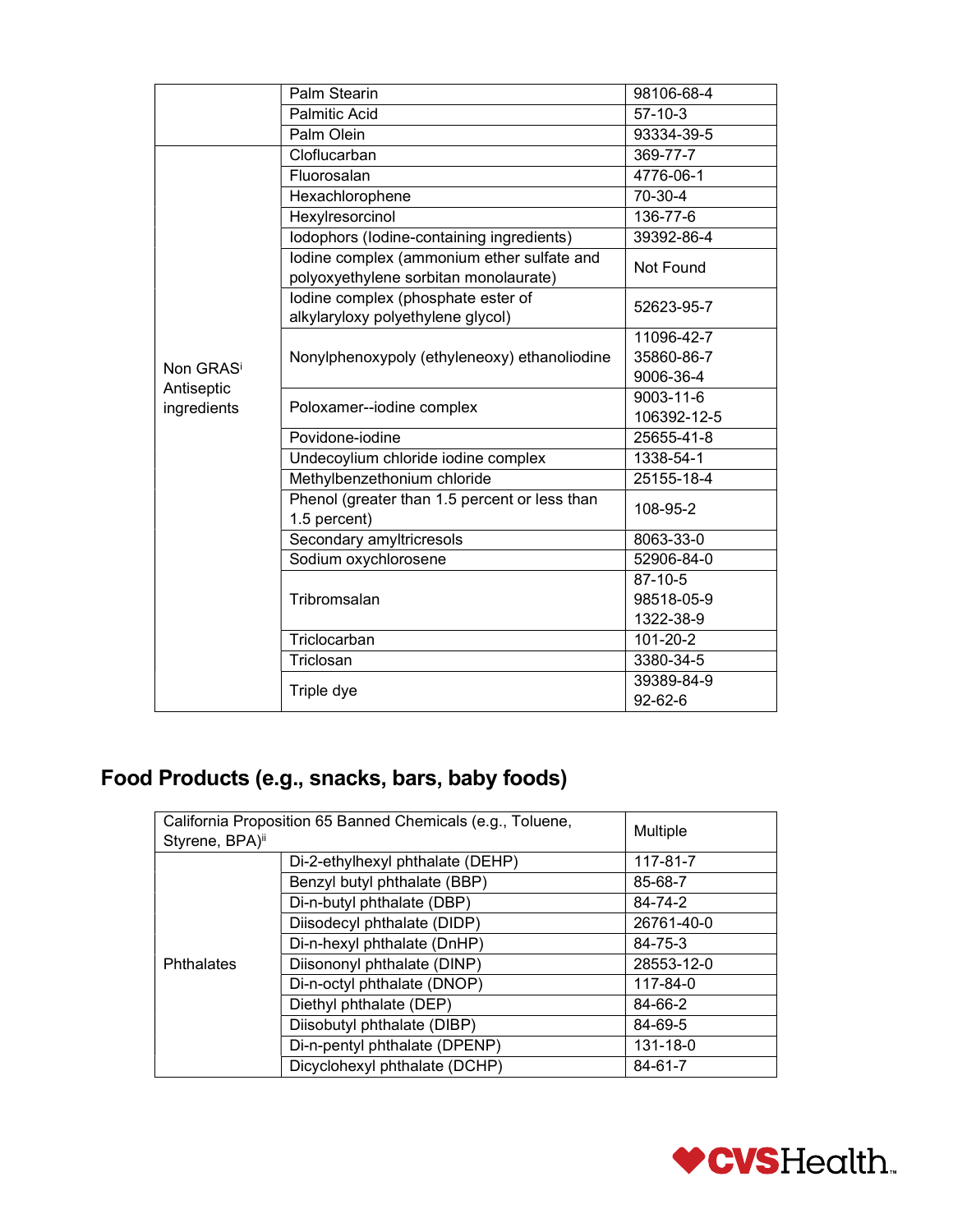| | | |
|---|---|---|
| | Palm Stearin | 98106-68-4 |
| | Palmitic Acid | 57-10-3 |
| | Palm Olein | 93334-39-5 |
| Non GRAS[i] Antiseptic ingredients | Cloflucarban | 369-77-7 |
| | Fluorosalan | 4776-06-1 |
| | Hexachlorophene | 70-30-4 |
| | Hexylresorcinol | 136-77-6 |
| | Iodophors (Iodine-containing ingredients) | 39392-86-4 |
| | Iodine complex (ammonium ether sulfate and polyoxyethylene sorbitan monolaurate) | Not Found |
| | Iodine complex (phosphate ester of alkylaryloxy polyethylene glycol) | 52623-95-7 |
| | Nonylphenoxypoly (ethyleneoxy) ethanoliodine | 11096-42-7<br>35860-86-7<br>9006-36-4 |
| | Poloxamer--iodine complex | 9003-11-6<br>106392-12-5 |
| | Povidone-iodine | 25655-41-8 |
| | Undecoylium chloride iodine complex | 1338-54-1 |
| | Methylbenzethonium chloride | 25155-18-4 |
| | Phenol (greater than 1.5 percent or less than 1.5 percent) | 108-95-2 |
| | Secondary amyltricresols | 8063-33-0 |
| | Sodium oxychlorosene | 52906-84-0 |
| | Tribromsalan | 87-10-5<br>98518-05-9<br>1322-38-9 |
| | Triclocarban | 101-20-2 |
| | Triclosan | 3380-34-5 |
| | Triple dye | 39389-84-9<br>92-62-6 |

## Food Products (e.g., snacks, bars, baby foods)

| | | |
|---|---|---|
| California Proposition 65 Banned Chemicals (e.g., Toluene, Styrene, BPA)[ii] | | Multiple |
| Phthalates | Di-2-ethylhexyl phthalate (DEHP) | 117-81-7 |
| | Benzyl butyl phthalate (BBP) | 85-68-7 |
| | Di-n-butyl phthalate (DBP) | 84-74-2 |
| | Diisodecyl phthalate (DIDP) | 26761-40-0 |
| | Di-n-hexyl phthalate (DnHP) | 84-75-3 |
| | Diisononyl phthalate (DINP) | 28553-12-0 |
| | Di-n-octyl phthalate (DNOP) | 117-84-0 |
| | Diethyl phthalate (DEP) | 84-66-2 |
| | Diisobutyl phthalate (DIBP) | 84-69-5 |
| | Di-n-pentyl phthalate (DPENP) | 131-18-0 |
| | Dicyclohexyl phthalate (DCHP) | 84-61-7 |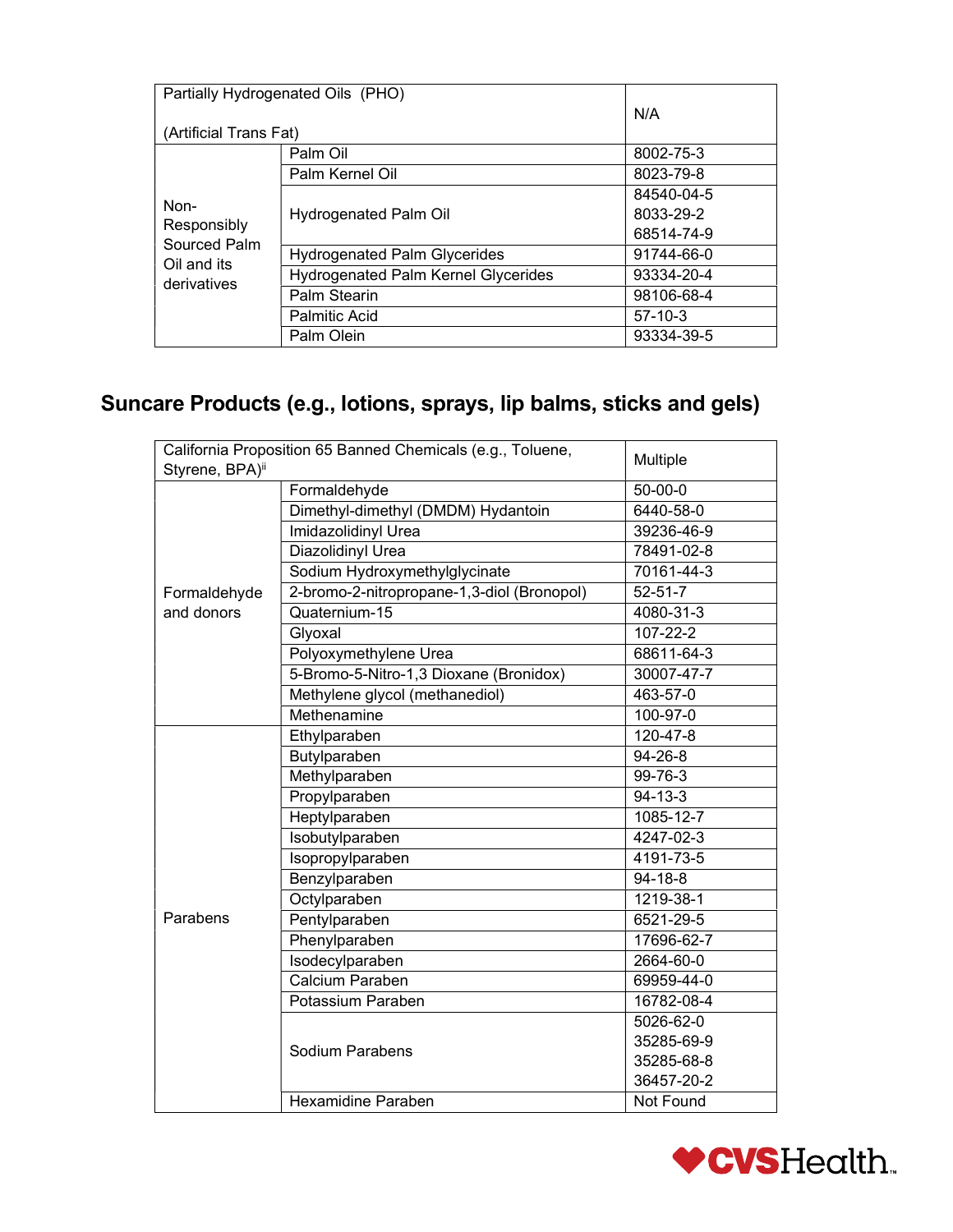| Partially Hydrogenated Oils (PHO)<br><br>(Artificial Trans Fat) | | N/A |
|---|---|---|
| Non-Responsibly Sourced Palm Oil and its derivatives | Palm Oil | 8002-75-3 |
| | Palm Kernel Oil | 8023-79-8 |
| | Hydrogenated Palm Oil | 84540-04-5<br>8033-29-2<br>68514-74-9 |
| | Hydrogenated Palm Glycerides | 91744-66-0 |
| | Hydrogenated Palm Kernel Glycerides | 93334-20-4 |
| | Palm Stearin | 98106-68-4 |
| | Palmitic Acid | 57-10-3 |
| | Palm Olein | 93334-39-5 |

## Suncare Products (e.g., lotions, sprays, lip balms, sticks and gels)

| California Proposition 65 Banned Chemicals (e.g., Toluene, Styrene, BPA)[ii] | | Multiple |
|---|---|---|
| Formaldehyde and donors | Formaldehyde | 50-00-0 |
| | Dimethyl-dimethyl (DMDM) Hydantoin | 6440-58-0 |
| | Imidazolidinyl Urea | 39236-46-9 |
| | Diazolidinyl Urea | 78491-02-8 |
| | Sodium Hydroxymethylglycinate | 70161-44-3 |
| | 2-bromo-2-nitropropane-1,3-diol (Bronopol) | 52-51-7 |
| | Quaternium-15 | 4080-31-3 |
| | Glyoxal | 107-22-2 |
| | Polyoxymethylene Urea | 68611-64-3 |
| | 5-Bromo-5-Nitro-1,3 Dioxane (Bronidox) | 30007-47-7 |
| | Methylene glycol (methanediol) | 463-57-0 |
| | Methenamine | 100-97-0 |
| Parabens | Ethylparaben | 120-47-8 |
| | Butylparaben | 94-26-8 |
| | Methylparaben | 99-76-3 |
| | Propylparaben | 94-13-3 |
| | Heptylparaben | 1085-12-7 |
| | Isobutylparaben | 4247-02-3 |
| | Isopropylparaben | 4191-73-5 |
| | Benzylparaben | 94-18-8 |
| | Octylparaben | 1219-38-1 |
| | Pentylparaben | 6521-29-5 |
| | Phenylparaben | 17696-62-7 |
| | Isodecylparaben | 2664-60-0 |
| | Calcium Paraben | 69959-44-0 |
| | Potassium Paraben | 16782-08-4 |
| | Sodium Parabens | 5026-62-0<br>35285-69-9<br>35285-68-8<br>36457-20-2 |
| | Hexamidine Paraben | Not Found |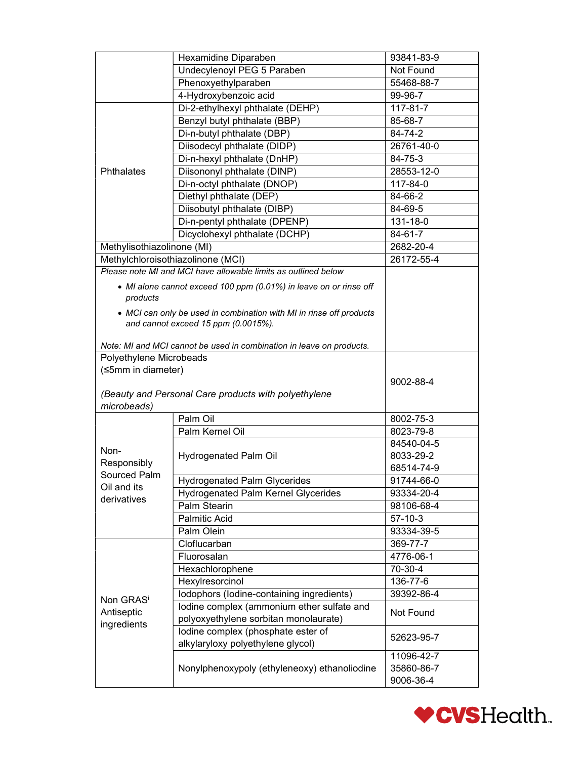| | | |
|---|---|---|
| | Hexamidine Diparaben | 93841-83-9 |
| | Undecylenoyl PEG 5 Paraben | Not Found |
| | Phenoxyethylparaben | 55468-88-7 |
| | 4-Hydroxybenzoic acid | 99-96-7 |
| Phthalates | Di-2-ethylhexyl phthalate (DEHP) | 117-81-7 |
| | Benzyl butyl phthalate (BBP) | 85-68-7 |
| | Di-n-butyl phthalate (DBP) | 84-74-2 |
| | Diisodecyl phthalate (DIDP) | 26761-40-0 |
| | Di-n-hexyl phthalate (DnHP) | 84-75-3 |
| | Diisononyl phthalate (DINP) | 28553-12-0 |
| | Di-n-octyl phthalate (DNOP) | 117-84-0 |
| | Diethyl phthalate (DEP) | 84-66-2 |
| | Diisobutyl phthalate (DIBP) | 84-69-5 |
| | Di-n-pentyl phthalate (DPENP) | 131-18-0 |
| | Dicyclohexyl phthalate (DCHP) | 84-61-7 |
| Methylisothiazolinone (MI) | | 2682-20-4 |
| Methylchloroisothiazolinone (MCI) | | 26172-55-4 |
| *Please note MI and MCI have allowable limits as outlined below*<br>• *MI alone cannot exceed 100 ppm (0.01%) in leave on or rinse off products*<br>• *MCI can only be used in combination with MI in rinse off products and cannot exceed 15 ppm (0.0015%).*<br>*Note: MI and MCI cannot be used in combination in leave on products.* | | |
| Polyethylene Microbeads (≤5mm in diameter)<br>*(Beauty and Personal Care products with polyethylene microbeads)* | | 9002-88-4 |
| Non-Responsibly Sourced Palm Oil and its derivatives | Palm Oil | 8002-75-3 |
| | Palm Kernel Oil | 8023-79-8 |
| | Hydrogenated Palm Oil | 84540-04-5<br>8033-29-2<br>68514-74-9 |
| | Hydrogenated Palm Glycerides | 91744-66-0 |
| | Hydrogenated Palm Kernel Glycerides | 93334-20-4 |
| | Palm Stearin | 98106-68-4 |
| | Palmitic Acid | 57-10-3 |
| | Palm Olein | 93334-39-5 |
| Non GRAS[i] Antiseptic ingredients | Cloflucarban | 369-77-7 |
| | Fluorosalan | 4776-06-1 |
| | Hexachlorophene | 70-30-4 |
| | Hexylresorcinol | 136-77-6 |
| | Iodophors (Iodine-containing ingredients) | 39392-86-4 |
| | Iodine complex (ammonium ether sulfate and polyoxyethylene sorbitan monolaurate) | Not Found |
| | Iodine complex (phosphate ester of alkylaryloxy polyethylene glycol) | 52623-95-7 |
| | Nonylphenoxypoly (ethyleneoxy) ethanoliodine | 11096-42-7<br>35860-86-7<br>9006-36-4 |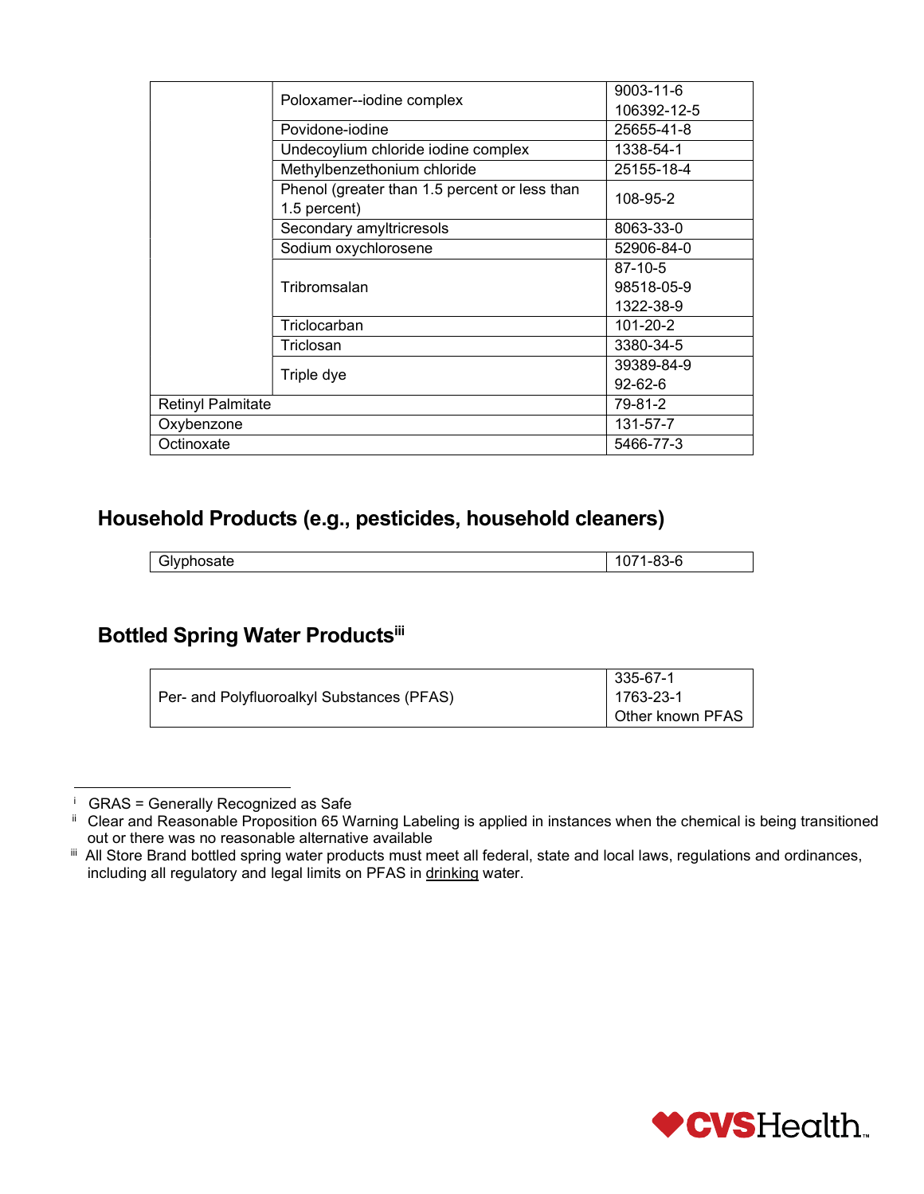| | | |
|---|---|---|
| | Poloxamer--iodine complex | 9003-11-6<br>106392-12-5 |
| | Povidone-iodine | 25655-41-8 |
| | Undecoylium chloride iodine complex | 1338-54-1 |
| | Methylbenzethonium chloride | 25155-18-4 |
| | Phenol (greater than 1.5 percent or less than 1.5 percent) | 108-95-2 |
| | Secondary amyltricresols | 8063-33-0 |
| | Sodium oxychlorosene | 52906-84-0 |
| | Tribromsalan | 87-10-5<br>98518-05-9<br>1322-38-9 |
| | Triclocarban | 101-20-2 |
| | Triclosan | 3380-34-5 |
| | Triple dye | 39389-84-9<br>92-62-6 |
| Retinyl Palmitate | | 79-81-2 |
| Oxybenzone | | 131-57-7 |
| Octinoxate | | 5466-77-3 |

## Household Products (e.g., pesticides, household cleaners)

| | |
|---|---|
| Glyphosate | 1071-83-6 |

## Bottled Spring Water Products[iii]

| | |
|---|---|
| Per- and Polyfluoroalkyl Substances (PFAS) | 335-67-1<br>1763-23-1<br>Other known PFAS |

---

[i] GRAS = Generally Recognized as Safe

[ii] Clear and Reasonable Proposition 65 Warning Labeling is applied in instances when the chemical is being transitioned out or there was no reasonable alternative available

[iii] All Store Brand bottled spring water products must meet all federal, state and local laws, regulations and ordinances, including all regulatory and legal limits on PFAS in drinking water.